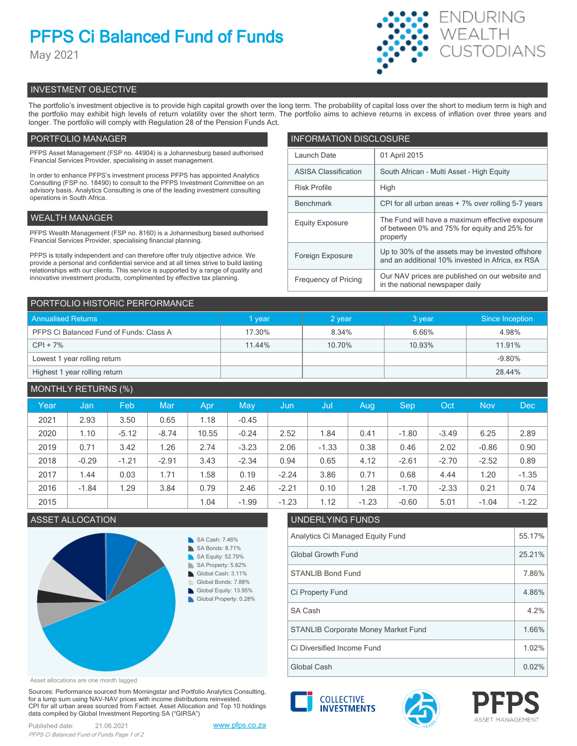# PFPS Ci Balanced Fund of Funds

May 2021

ENDURING WEALTH CUSTODIANS

## INVESTMENT OBJECTIVE

The portfolio's investment objective is to provide high capital growth over the long term. The probability of capital loss over the short to medium term is high and the portfolio may exhibit high levels of return volatility over the short term. The portfolio aims to achieve returns in excess of inflation over three years and longer. The portfolio will comply with Regulation 28 of the Pension Funds Act.

## PORTFOLIO MANAGER

PFPS Asset Management (FSP no. 44904) is a Johannesburg based authorised Financial Services Provider, specialising in asset management.

In order to enhance PFPS's investment process PFPS has appointed Analytics Consulting (FSP no. 18490) to consult to the PFPS Investment Committee on an advisory basis. Analytics Consulting is one of the leading investment consulting operations in South Africa.

## WEALTH MANAGER

PFPS Wealth Management (FSP no. 8160) is a Johannesburg based authorised Financial Services Provider, specialising financial planning.

PFPS is totally independent and can therefore offer truly objective advice. We provide a personal and confidential service and at all times strive to build lasting relationships with our clients. This service is supported by a range of quality and innovative investment products, complimented by effective tax planning.

## INFORMATION DISCLOSURE

| | |
|---|---|
| Launch Date | 01 April 2015 |
| ASISA Classification | South African - Multi Asset - High Equity |
| Risk Profile | High |
| Benchmark | CPI for all urban areas + 7% over rolling 5-7 years |
| Equity Exposure | The Fund will have a maximum effective exposure of between 0% and 75% for equity and 25% for property |
| Foreign Exposure | Up to 30% of the assets may be invested offshore and an additional 10% invested in Africa, ex RSA |
| Frequency of Pricing | Our NAV prices are published on our website and in the national newspaper daily |

## PORTFOLIO HISTORIC PERFORMANCE

| Annualised Returns | 1 year | 2 year | 3 year | Since Inception |
|---|---|---|---|---|
| PFPS Ci Balanced Fund of Funds: Class A | 17.30% | 8.34% | 6.66% | 4.98% |
| CPI + 7% | 11.44% | 10.70% | 10.93% | 11.91% |
| Lowest 1 year rolling return | | | | -9.80% |
| Highest 1 year rolling return | | | | 28.44% |

## MONTHLY RETURNS (%)

| Year | Jan | Feb | Mar | Apr | May | Jun | Jul | Aug | Sep | Oct | Nov | Dec |
|---|---|---|---|---|---|---|---|---|---|---|---|---|
| 2021 | 2.93 | 3.50 | 0.65 | 1.18 | -0.45 | | | | | | | |
| 2020 | 1.10 | -5.12 | -8.74 | 10.55 | -0.24 | 2.52 | 1.84 | 0.41 | -1.80 | -3.49 | 6.25 | 2.89 |
| 2019 | 0.71 | 3.42 | 1.26 | 2.74 | -3.23 | 2.06 | -1.33 | 0.38 | 0.46 | 2.02 | -0.86 | 0.90 |
| 2018 | -0.29 | -1.21 | -2.91 | 3.43 | -2.34 | 0.94 | 0.65 | 4.12 | -2.61 | -2.70 | -2.52 | 0.89 |
| 2017 | 1.44 | 0.03 | 1.71 | 1.58 | 0.19 | -2.24 | 3.86 | 0.71 | 0.68 | 4.44 | 1.20 | -1.35 |
| 2016 | -1.84 | 1.29 | 3.84 | 0.79 | 2.46 | -2.21 | 0.10 | 1.28 | -1.70 | -2.33 | 0.21 | 0.74 |
| 2015 | | | | 1.04 | -1.99 | -1.23 | 1.12 | -1.23 | -0.60 | 5.01 | -1.04 | -1.22 |

## ASSET ALLOCATION

- SA Cash: 7.46%
- SA Bonds: 8.71%
- SA Equity: 52.79%
- SA Property: 5.82%
- Global Cash: 3.11%
- Global Bonds: 7.88%
- Global Equity: 13.95%
- Global Property: 0.28%

Asset allocations are one month lagged

## UNDERLYING FUNDS

| | |
|---|---|
| Analytics Ci Managed Equity Fund | 55.17% |
| Global Growth Fund | 25.21% |
| STANLIB Bond Fund | 7.86% |
| Ci Property Fund | 4.86% |
| SA Cash | 4.2% |
| STANLIB Corporate Money Market Fund | 1.66% |
| Ci Diversified Income Fund | 1.02% |
| Global Cash | 0.02% |

Sources: Performance sourced from Morningstar and Portfolio Analytics Consulting, for a lump sum using NAV-NAV prices with income distributions reinvested. CPI for all urban areas sourced from Factset. Asset Allocation and Top 10 holdings data compiled by Global Investment Reporting SA ("GIRSA")

Published date: 21.06.2021

www.pfps.co.za

COLLECTIVE INVESTMENTS

PFPS ASSET MANAGEMENT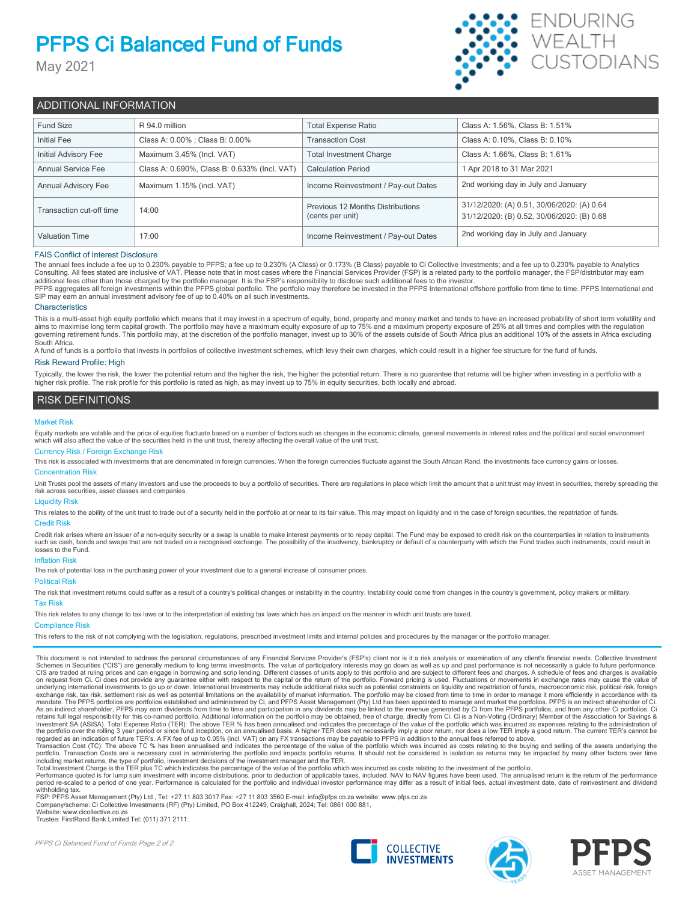# PFPS Ci Balanced Fund of Funds

May 2021

## ADDITIONAL INFORMATION

| | | | |
|---|---|---|---|
| Fund Size | R 94.0 million | Total Expense Ratio | Class A: 1.56%, Class B: 1.51% |
| Initial Fee | Class A: 0.00% ; Class B: 0.00% | Transaction Cost | Class A: 0.10%, Class B: 0.10% |
| Initial Advisory Fee | Maximum 3.45% (Incl. VAT) | Total Investment Charge | Class A: 1.66%, Class B: 1.61% |
| Annual Service Fee | Class A: 0.690%, Class B: 0.633% (Incl. VAT) | Calculation Period | 1 Apr 2018 to 31 Mar 2021 |
| Annual Advisory Fee | Maximum 1.15% (incl. VAT) | Income Reinvestment / Pay-out Dates | 2nd working day in July and January |
| Transaction cut-off time | 14:00 | Previous 12 Months Distributions (cents per unit) | 31/12/2020: (A) 0.51, 30/06/2020: (A) 0.64<br>31/12/2020: (B) 0.52, 30/06/2020: (B) 0.68 |
| Valuation Time | 17:00 | Income Reinvestment / Pay-out Dates | 2nd working day in July and January |

### FAIS Conflict of Interest Disclosure

The annual fees include a fee up to 0.230% payable to PFPS; a fee up to 0.230% (A Class) or 0.173% (B Class) payable to Ci Collective Investments; and a fee up to 0.230% payable to Analytics Consulting. All fees stated are inclusive of VAT. Please note that in most cases where the Financial Services Provider (FSP) is a related party to the portfolio manager, the FSP/distributor may earn additional fees other than those charged by the portfolio manager. It is the FSP's responsibility to disclose such additional fees to the investor.
PFPS aggregates all foreign investments within the PFPS global portfolio. The portfolio may therefore be invested in the PFPS International offshore portfolio from time to time. PFPS International and SIP may earn an annual investment advisory fee of up to 0.40% on all such investments.

### Characteristics

This is a multi-asset high equity portfolio which means that it may invest in a spectrum of equity, bond, property and money market and tends to have an increased probability of short term volatility and aims to maximise long term capital growth. The portfolio may have a maximum equity exposure of up to 75% and a maximum property exposure of 25% at all times and complies with the regulation governing retirement funds. This portfolio may, at the discretion of the portfolio manager, invest up to 30% of the assets outside of South Africa plus an additional 10% of the assets in Africa excluding South Africa.
A fund of funds is a portfolio that invests in portfolios of collective investment schemes, which levy their own charges, which could result in a higher fee structure for the fund of funds.

### Risk Reward Profile: High

Typically, the lower the risk, the lower the potential return and the higher the risk, the higher the potential return. There is no guarantee that returns will be higher when investing in a portfolio with a higher risk profile. The risk profile for this portfolio is rated as high, as may invest up to 75% in equity securities, both locally and abroad.

## RISK DEFINITIONS

### Market Risk

Equity markets are volatile and the price of equities fluctuate based on a number of factors such as changes in the economic climate, general movements in interest rates and the political and social environment which will also affect the value of the securities held in the unit trust, thereby affecting the overall value of the unit trust.

### Currency Risk / Foreign Exchange Risk

This risk is associated with investments that are denominated in foreign currencies. When the foreign currencies fluctuate against the South African Rand, the investments face currency gains or losses.

### Concentration Risk

Unit Trusts pool the assets of many investors and use the proceeds to buy a portfolio of securities. There are regulations in place which limit the amount that a unit trust may invest in securities, thereby spreading the risk across securities, asset classes and companies.

### Liquidity Risk

This relates to the ability of the unit trust to trade out of a security held in the portfolio at or near to its fair value. This may impact on liquidity and in the case of foreign securities, the repatriation of funds.

### Credit Risk

Credit risk arises where an issuer of a non-equity security or a swap is unable to make interest payments or to repay capital. The Fund may be exposed to credit risk on the counterparties in relation to instruments such as cash, bonds and swaps that are not traded on a recognised exchange. The possibility of the insolvency, bankruptcy or default of a counterparty with which the Fund trades such instruments, could result in losses to the Fund.

### Inflation Risk

The risk of potential loss in the purchasing power of your investment due to a general increase of consumer prices.

### Political Risk

The risk that investment returns could suffer as a result of a country's political changes or instability in the country. Instability could come from changes in the country's government, policy makers or military.

### Tax Risk

This risk relates to any change to tax laws or to the interpretation of existing tax laws which has an impact on the manner in which unit trusts are taxed.

### Compliance Risk

This refers to the risk of not complying with the legislation, regulations, prescribed investment limits and internal policies and procedures by the manager or the portfolio manager.

This document is not intended to address the personal circumstances of any Financial Services Provider's (FSP's) client nor is it a risk analysis or examination of any client's financial needs. Collective Investment Schemes in Securities ("CIS") are generally medium to long terms investments. The value of participatory interests may go down as well as up and past performance is not necessarily a guide to future performance. CIS are traded at ruling prices and can engage in borrowing and scrip lending. Different classes of units apply to this portfolio and are subject to different fees and charges. A schedule of fees and charges is available on request from Ci. Ci does not provide any guarantee either with respect to the capital or the return of the portfolio. Forward pricing is used. Fluctuations or movements in exchange rates may cause the value of underlying international investments to go up or down. International Investments may include additional risks such as potential constraints on liquidity and repatriation of funds, macroeconomic risk, political risk, foreign exchange risk, tax risk, settlement risk as well as potential limitations on the availability of market information. The portfolio may be closed from time to time in order to manage it more efficiently in accordance with its mandate. The PFPS portfolios are portfolios established and administered by Ci, and PFPS Asset Management (Pty) Ltd has been appointed to manage and market the portfolios. PFPS is an indirect shareholder of Ci. As an indirect shareholder, PFPS may earn dividends from time to time and participation in any dividends may be linked to the revenue generated by Ci from the PFPS portfolios, and from any other Ci portfolios. Ci retains full legal responsibility for this co-named portfolio. Additional information on the portfolio may be obtained, free of charge, directly from Ci. Ci is a Non-Voting (Ordinary) Member of the Association for Savings & Investment SA (ASISA). Total Expense Ratio (TER): The above TER % has been annualised and indicates the percentage of the value of the portfolio which was incurred as expenses relating to the administration of the portfolio over the rolling 3 year period or since fund inception, on an annualised basis. A higher TER does not necessarily imply a poor return, nor does a low TER imply a good return. The current TER's cannot be regarded as an indication of future TER's. A FX fee of up to 0.05% (incl. VAT) on any FX transactions may be payable to PFPS in addition to the annual fees referred to above.
Transaction Cost (TC): The above TC % has been annualised and indicates the percentage of the value of the portfolio which was incurred as costs relating to the buying and selling of the assets underlying the portfolio. Transaction Costs are a necessary cost in administering the portfolio and impacts portfolio returns. It should not be considered in isolation as returns may be impacted by many other factors over time including market returns, the type of portfolio, investment decisions of the investment manager and the TER.
Total Investment Charge is the TER plus TC which indicates the percentage of the value of the portfolio which was incurred as costs relating to the investment of the portfolio.
Performance quoted is for lump sum investment with income distributions, prior to deduction of applicable taxes, included. NAV to NAV figures have been used. The annualised return is the return of the performance period re-scaled to a period of one year. Performance is calculated for the portfolio and individual investor performance may differ as a result of initial fees, actual investment date, date of reinvestment and dividend withholding tax.
FSP: PFPS Asset Management (Pty) Ltd , Tel: +27 11 803 3017 Fax: +27 11 803 3560 E-mail: info@pfps.co.za website: www.pfps.co.za
Company/scheme: Ci Collective Investments (RF) (Pty) Limited, PO Box 412249, Craighall, 2024; Tel: 0861 000 881,
Website: www.cicollective.co.za
Trustee: FirstRand Bank Limited Tel: (011) 371 2111.